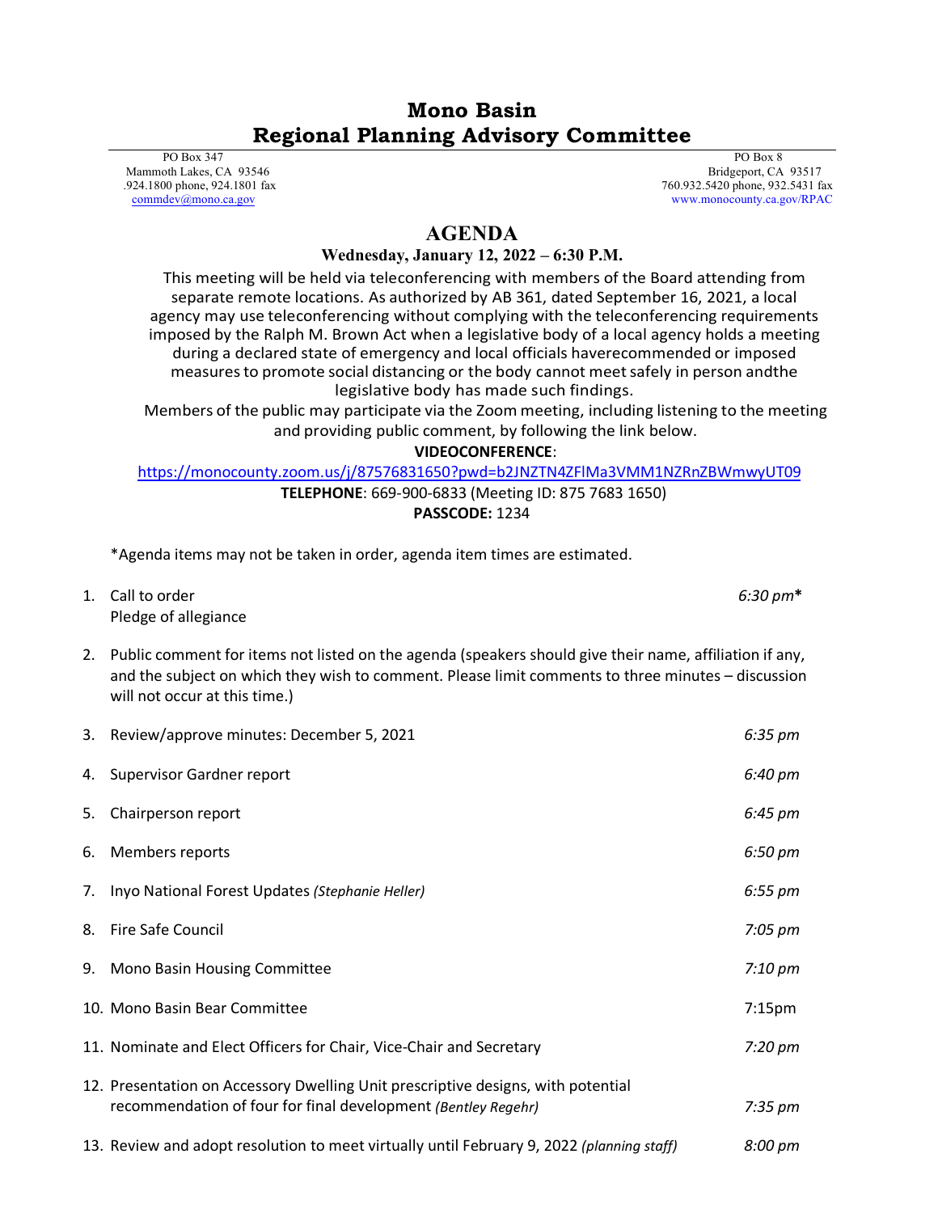# Mono Basin
# Regional Planning Advisory Committee

PO Box 347
Mammoth Lakes, CA 93546
.924.1800 phone, 924.1801 fax
commdev@mono.ca.gov

PO Box 8
Bridgeport, CA 93517
760.932.5420 phone, 932.5431 fax
www.monocounty.ca.gov/RPAC

## AGENDA

**Wednesday, January 12, 2022 – 6:30 P.M.**

This meeting will be held via teleconferencing with members of the Board attending from separate remote locations. As authorized by AB 361, dated September 16, 2021, a local agency may use teleconferencing without complying with the teleconferencing requirements imposed by the Ralph M. Brown Act when a legislative body of a local agency holds a meeting during a declared state of emergency and local officials haverecommended or imposed measures to promote social distancing or the body cannot meet safely in person andthe legislative body has made such findings.

Members of the public may participate via the Zoom meeting, including listening to the meeting and providing public comment, by following the link below.

**VIDEOCONFERENCE**:
https://monocounty.zoom.us/j/87576831650?pwd=b2JNZTN4ZFlMa3VMM1NZRnZBWmwyUT09
**TELEPHONE**: 669-900-6833 (Meeting ID: 875 7683 1650)
**PASSCODE:** 1234

*Agenda items may not be taken in order, agenda item times are estimated.

1. Call to order *6:30 pm***
   Pledge of allegiance

2. Public comment for items not listed on the agenda (speakers should give their name, affiliation if any, and the subject on which they wish to comment. Please limit comments to three minutes – discussion will not occur at this time.)

3. Review/approve minutes: December 5, 2021 *6:35 pm*

4. Supervisor Gardner report *6:40 pm*

5. Chairperson report *6:45 pm*

6. Members reports *6:50 pm*

7. Inyo National Forest Updates *(Stephanie Heller)* *6:55 pm*

8. Fire Safe Council *7:05 pm*

9. Mono Basin Housing Committee *7:10 pm*

10. Mono Basin Bear Committee 7:15pm

11. Nominate and Elect Officers for Chair, Vice-Chair and Secretary *7:20 pm*

12. Presentation on Accessory Dwelling Unit prescriptive designs, with potential recommendation of four for final development *(Bentley Regehr)* *7:35 pm*

13. Review and adopt resolution to meet virtually until February 9, 2022 *(planning staff)* *8:00 pm*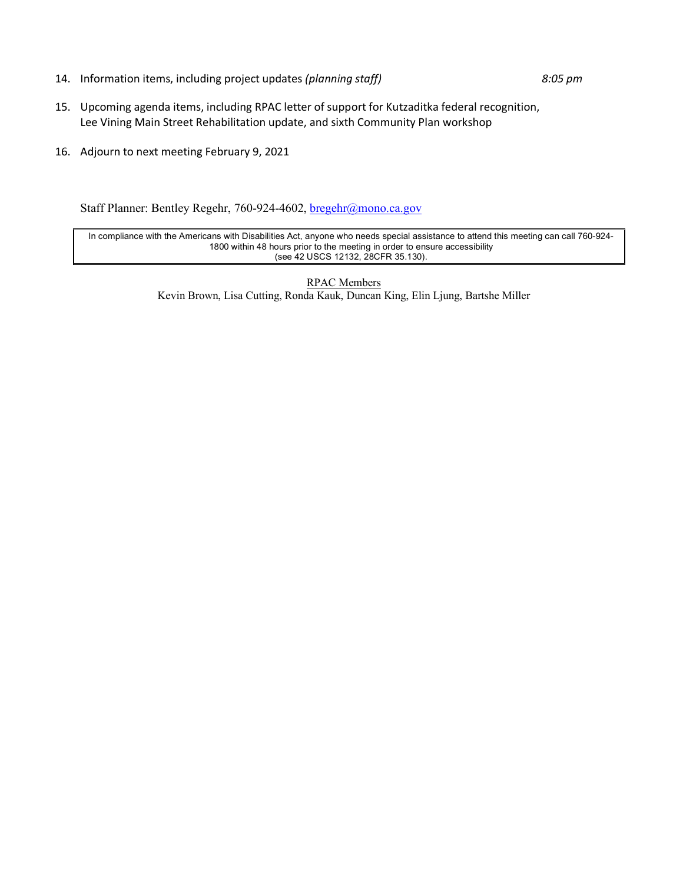14. Information items, including project updates *(planning staff)* *8:05 pm*

15. Upcoming agenda items, including RPAC letter of support for Kutzaditka federal recognition, Lee Vining Main Street Rehabilitation update, and sixth Community Plan workshop

16. Adjourn to next meeting February 9, 2021

Staff Planner: Bentley Regehr, 760-924-4602, bregehr@mono.ca.gov

| |
|---|
| In compliance with the Americans with Disabilities Act, anyone who needs special assistance to attend this meeting can call 760-924-1800 within 48 hours prior to the meeting in order to ensure accessibility (see 42 USCS 12132, 28CFR 35.130). |

RPAC Members

Kevin Brown, Lisa Cutting, Ronda Kauk, Duncan King, Elin Ljung, Bartshe Miller